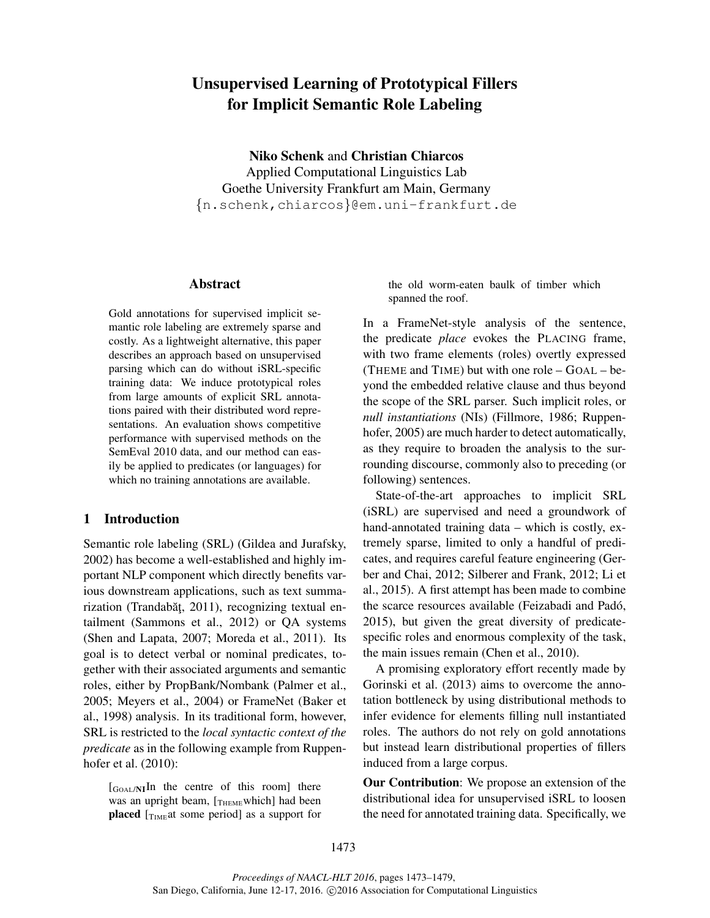# Unsupervised Learning of Prototypical Fillers for Implicit Semantic Role Labeling

**Niko Schenk** and **Christian Chiarcos**
Applied Computational Linguistics Lab
Goethe University Frankfurt am Main, Germany
{n.schenk,chiarcos}@em.uni-frankfurt.de

## Abstract

Gold annotations for supervised implicit semantic role labeling are extremely sparse and costly. As a lightweight alternative, this paper describes an approach based on unsupervised parsing which can do without iSRL-specific training data: We induce prototypical roles from large amounts of explicit SRL annotations paired with their distributed word representations. An evaluation shows competitive performance with supervised methods on the SemEval 2010 data, and our method can easily be applied to predicates (or languages) for which no training annotations are available.

## 1 Introduction

Semantic role labeling (SRL) (Gildea and Jurafsky, 2002) has become a well-established and highly important NLP component which directly benefits various downstream applications, such as text summarization (Trandabăţ, 2011), recognizing textual entailment (Sammons et al., 2012) or QA systems (Shen and Lapata, 2007; Moreda et al., 2011). Its goal is to detect verbal or nominal predicates, together with their associated arguments and semantic roles, either by PropBank/Nombank (Palmer et al., 2005; Meyers et al., 2004) or FrameNet (Baker et al., 1998) analysis. In its traditional form, however, SRL is restricted to the *local syntactic context of the predicate* as in the following example from Ruppenhofer et al. (2010):

> [$_{\text{GOAL/NI}}$In the centre of this room] there was an upright beam, [$_{\text{THEME}}$which] had been **placed** [$_{\text{TIME}}$at some period] as a support for the old worm-eaten baulk of timber which spanned the roof.

In a FrameNet-style analysis of the sentence, the predicate *place* evokes the PLACING frame, with two frame elements (roles) overtly expressed (THEME and TIME) but with one role – GOAL – beyond the embedded relative clause and thus beyond the scope of the SRL parser. Such implicit roles, or *null instantiations* (NIs) (Fillmore, 1986; Ruppenhofer, 2005) are much harder to detect automatically, as they require to broaden the analysis to the surrounding discourse, commonly also to preceding (or following) sentences.

State-of-the-art approaches to implicit SRL (iSRL) are supervised and need a groundwork of hand-annotated training data – which is costly, extremely sparse, limited to only a handful of predicates, and requires careful feature engineering (Gerber and Chai, 2012; Silberer and Frank, 2012; Li et al., 2015). A first attempt has been made to combine the scarce resources available (Feizabadi and Padó, 2015), but given the great diversity of predicate-specific roles and enormous complexity of the task, the main issues remain (Chen et al., 2010).

A promising exploratory effort recently made by Gorinski et al. (2013) aims to overcome the annotation bottleneck by using distributional methods to infer evidence for elements filling null instantiated roles. The authors do not rely on gold annotations but instead learn distributional properties of fillers induced from a large corpus.

**Our Contribution**: We propose an extension of the distributional idea for unsupervised iSRL to loosen the need for annotated training data. Specifically, we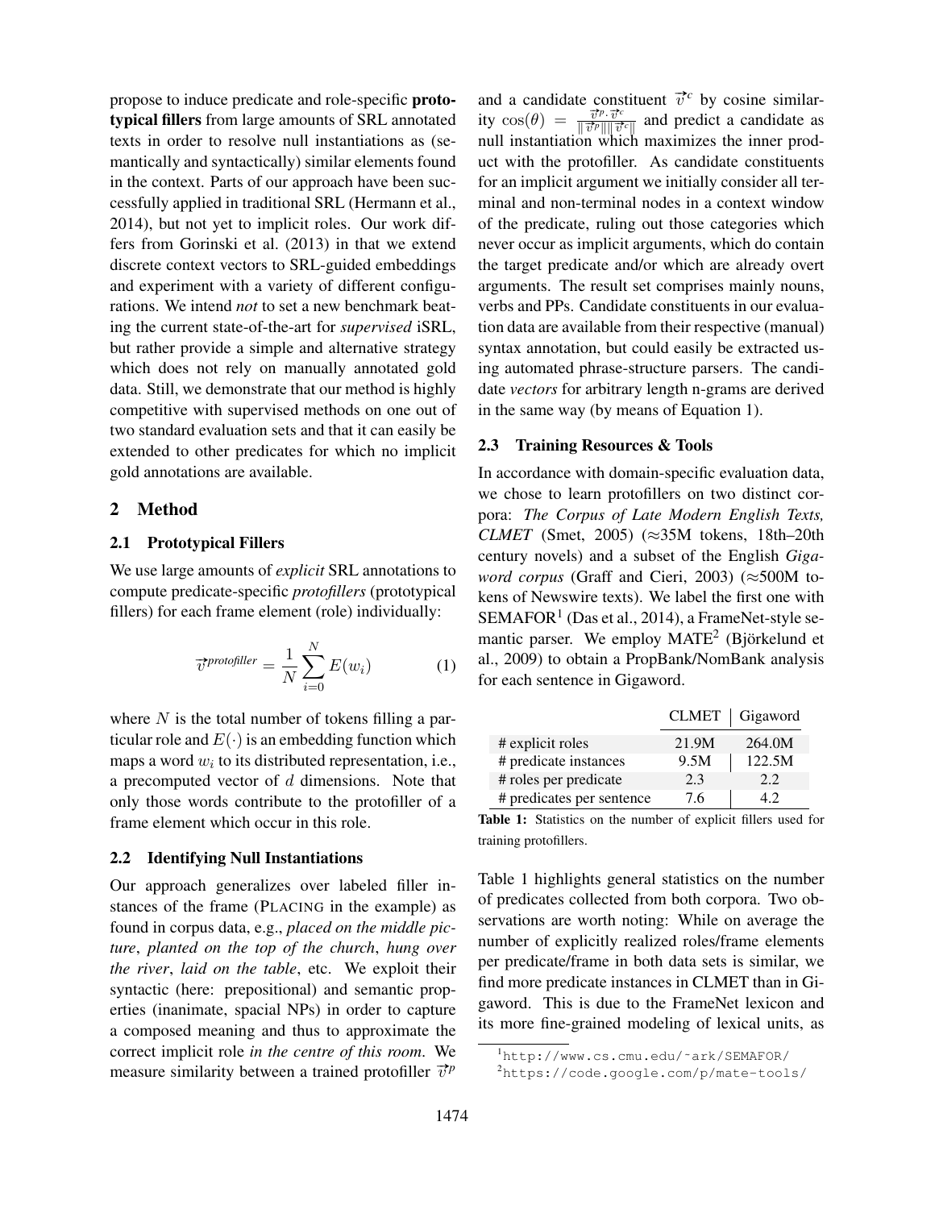propose to induce predicate and role-specific **prototypical fillers** from large amounts of SRL annotated texts in order to resolve null instantiations as (semantically and syntactically) similar elements found in the context. Parts of our approach have been successfully applied in traditional SRL (Hermann et al., 2014), but not yet to implicit roles. Our work differs from Gorinski et al. (2013) in that we extend discrete context vectors to SRL-guided embeddings and experiment with a variety of different configurations. We intend *not* to set a new benchmark beating the current state-of-the-art for *supervised* iSRL, but rather provide a simple and alternative strategy which does not rely on manually annotated gold data. Still, we demonstrate that our method is highly competitive with supervised methods on one out of two standard evaluation sets and that it can easily be extended to other predicates for which no implicit gold annotations are available.

## 2 Method

### 2.1 Prototypical Fillers

We use large amounts of *explicit* SRL annotations to compute predicate-specific *protofillers* (prototypical fillers) for each frame element (role) individually:

$$\vec{v}^{\textit{protofiller}} = \frac{1}{N} \sum_{i=0}^{N} E(w_i) \tag{1}$$

where $N$ is the total number of tokens filling a particular role and $E(\cdot)$ is an embedding function which maps a word $w_i$ to its distributed representation, i.e., a precomputed vector of $d$ dimensions. Note that only those words contribute to the protofiller of a frame element which occur in this role.

### 2.2 Identifying Null Instantiations

Our approach generalizes over labeled filler instances of the frame (PLACING in the example) as found in corpus data, e.g., *placed on the middle picture*, *planted on the top of the church*, *hung over the river*, *laid on the table*, etc. We exploit their syntactic (here: prepositional) and semantic properties (inanimate, spacial NPs) in order to capture a composed meaning and thus to approximate the correct implicit role *in the centre of this room*. We measure similarity between a trained protofiller $\vec{v}^p$ and a candidate constituent $\vec{v}^c$ by cosine similarity $\cos(\theta) = \frac{\vec{v}^p \cdot \vec{v}^c}{\|\vec{v}^p\| \|\vec{v}^c\|}$ and predict a candidate as null instantiation which maximizes the inner product with the protofiller. As candidate constituents for an implicit argument we initially consider all terminal and non-terminal nodes in a context window of the predicate, ruling out those categories which never occur as implicit arguments, which do contain the target predicate and/or which are already overt arguments. The result set comprises mainly nouns, verbs and PPs. Candidate constituents in our evaluation data are available from their respective (manual) syntax annotation, but could easily be extracted using automated phrase-structure parsers. The candidate *vectors* for arbitrary length n-grams are derived in the same way (by means of Equation 1).

### 2.3 Training Resources & Tools

In accordance with domain-specific evaluation data, we chose to learn protofillers on two distinct corpora: *The Corpus of Late Modern English Texts, CLMET* (Smet, 2005) ($\approx$35M tokens, 18th–20th century novels) and a subset of the English *Gigaword corpus* (Graff and Cieri, 2003) ($\approx$500M tokens of Newswire texts). We label the first one with SEMAFOR[1] (Das et al., 2014), a FrameNet-style semantic parser. We employ MATE[2] (Björkelund et al., 2009) to obtain a PropBank/NomBank analysis for each sentence in Gigaword.

| | CLMET | Gigaword |
|---|---|---|
| # explicit roles | 21.9M | 264.0M |
| # predicate instances | 9.5M | 122.5M |
| # roles per predicate | 2.3 | 2.2 |
| # predicates per sentence | 7.6 | 4.2 |

**Table 1:** Statistics on the number of explicit fillers used for training protofillers.

Table 1 highlights general statistics on the number of predicates collected from both corpora. Two observations are worth noting: While on average the number of explicitly realized roles/frame elements per predicate/frame in both data sets is similar, we find more predicate instances in CLMET than in Gigaword. This is due to the FrameNet lexicon and its more fine-grained modeling of lexical units, as

[1] http://www.cs.cmu.edu/~ark/SEMAFOR/

[2] https://code.google.com/p/mate-tools/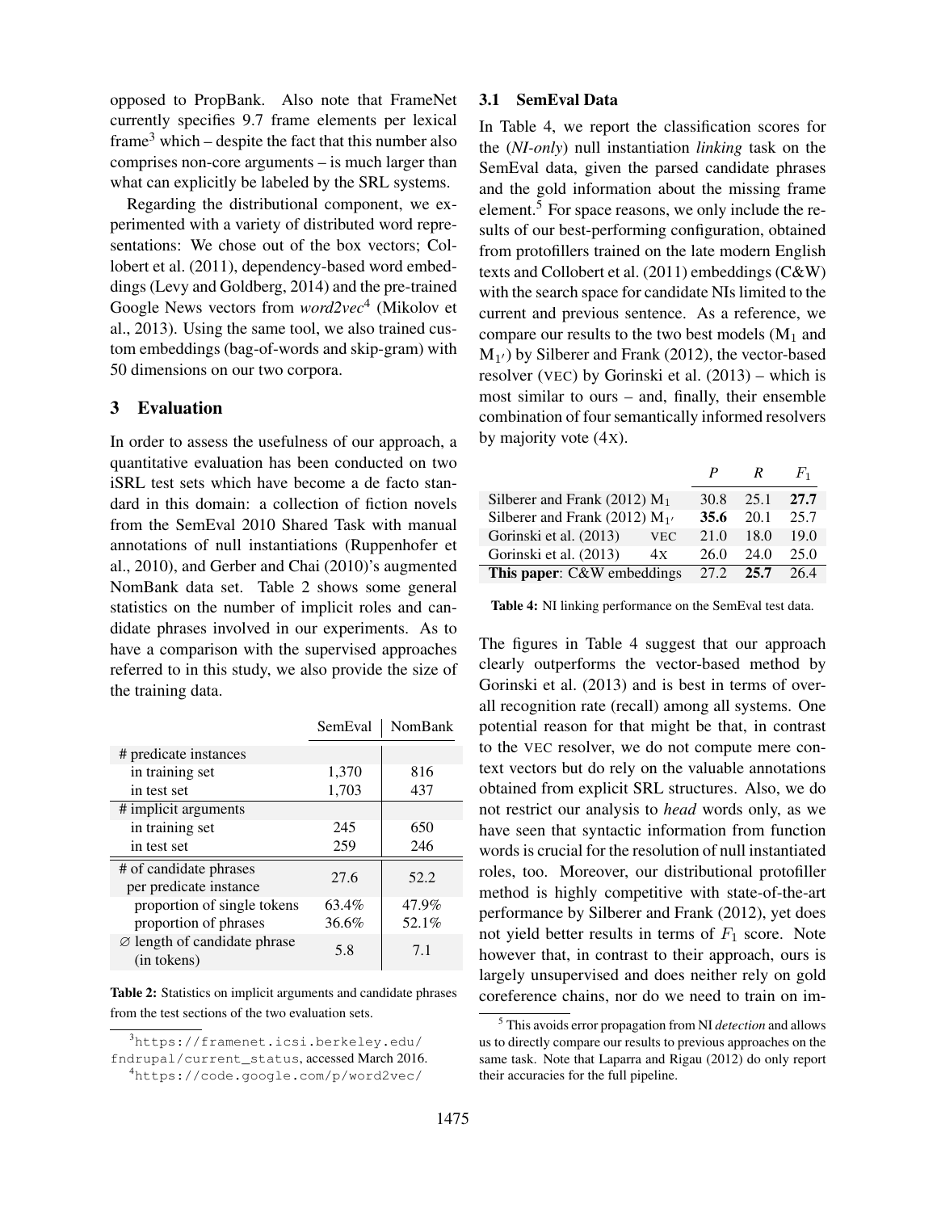opposed to PropBank. Also note that FrameNet currently specifies 9.7 frame elements per lexical frame[3] which – despite the fact that this number also comprises non-core arguments – is much larger than what can explicitly be labeled by the SRL systems.

Regarding the distributional component, we experimented with a variety of distributed word representations: We chose out of the box vectors; Collobert et al. (2011), dependency-based word embeddings (Levy and Goldberg, 2014) and the pre-trained Google News vectors from *word2vec*[4] (Mikolov et al., 2013). Using the same tool, we also trained custom embeddings (bag-of-words and skip-gram) with 50 dimensions on our two corpora.

## 3 Evaluation

In order to assess the usefulness of our approach, a quantitative evaluation has been conducted on two iSRL test sets which have become a de facto standard in this domain: a collection of fiction novels from the SemEval 2010 Shared Task with manual annotations of null instantiations (Ruppenhofer et al., 2010), and Gerber and Chai (2010)'s augmented NomBank data set. Table 2 shows some general statistics on the number of implicit roles and candidate phrases involved in our experiments. As to have a comparison with the supervised approaches referred to in this study, we also provide the size of the training data.

| | SemEval | NomBank |
|---|---|---|
| # predicate instances | | |
| in training set | 1,370 | 816 |
| in test set | 1,703 | 437 |
| # implicit arguments | | |
| in training set | 245 | 650 |
| in test set | 259 | 246 |
| # of candidate phrases per predicate instance | 27.6 | 52.2 |
| proportion of single tokens | 63.4% | 47.9% |
| proportion of phrases | 36.6% | 52.1% |
| ∅ length of candidate phrase (in tokens) | 5.8 | 7.1 |

**Table 2:** Statistics on implicit arguments and candidate phrases from the test sections of the two evaluation sets.

### 3.1 SemEval Data

In Table 4, we report the classification scores for the (*NI-only*) null instantiation *linking* task on the SemEval data, given the parsed candidate phrases and the gold information about the missing frame element.[5] For space reasons, we only include the results of our best-performing configuration, obtained from protofillers trained on the late modern English texts and Collobert et al. (2011) embeddings (C&W) with the search space for candidate NIs limited to the current and previous sentence. As a reference, we compare our results to the two best models ($M_1$ and $M_{1'}$) by Silberer and Frank (2012), the vector-based resolver (VEC) by Gorinski et al. (2013) – which is most similar to ours – and, finally, their ensemble combination of four semantically informed resolvers by majority vote (4X).

| | | $P$ | $R$ | $F_1$ |
|---|---|---|---|---|
| Silberer and Frank (2012) $M_1$ | | 30.8 | 25.1 | **27.7** |
| Silberer and Frank (2012) $M_{1'}$ | | **35.6** | 20.1 | 25.7 |
| Gorinski et al. (2013) | VEC | 21.0 | 18.0 | 19.0 |
| Gorinski et al. (2013) | 4X | 26.0 | 24.0 | 25.0 |
| **This paper**: C&W embeddings | | 27.2 | **25.7** | 26.4 |

**Table 4:** NI linking performance on the SemEval test data.

The figures in Table 4 suggest that our approach clearly outperforms the vector-based method by Gorinski et al. (2013) and is best in terms of overall recognition rate (recall) among all systems. One potential reason for that might be that, in contrast to the VEC resolver, we do not compute mere context vectors but do rely on the valuable annotations obtained from explicit SRL structures. Also, we do not restrict our analysis to *head* words only, as we have seen that syntactic information from function words is crucial for the resolution of null instantiated roles, too. Moreover, our distributional protofiller method is highly competitive with state-of-the-art performance by Silberer and Frank (2012), yet does not yield better results in terms of $F_1$ score. Note however that, in contrast to their approach, ours is largely unsupervised and does neither rely on gold coreference chains, nor do we need to train on im-

[3] https://framenet.icsi.berkeley.edu/fndrupal/current_status, accessed March 2016.

[4] https://code.google.com/p/word2vec/

[5] This avoids error propagation from NI *detection* and allows us to directly compare our results to previous approaches on the same task. Note that Laparra and Rigau (2012) do only report their accuracies for the full pipeline.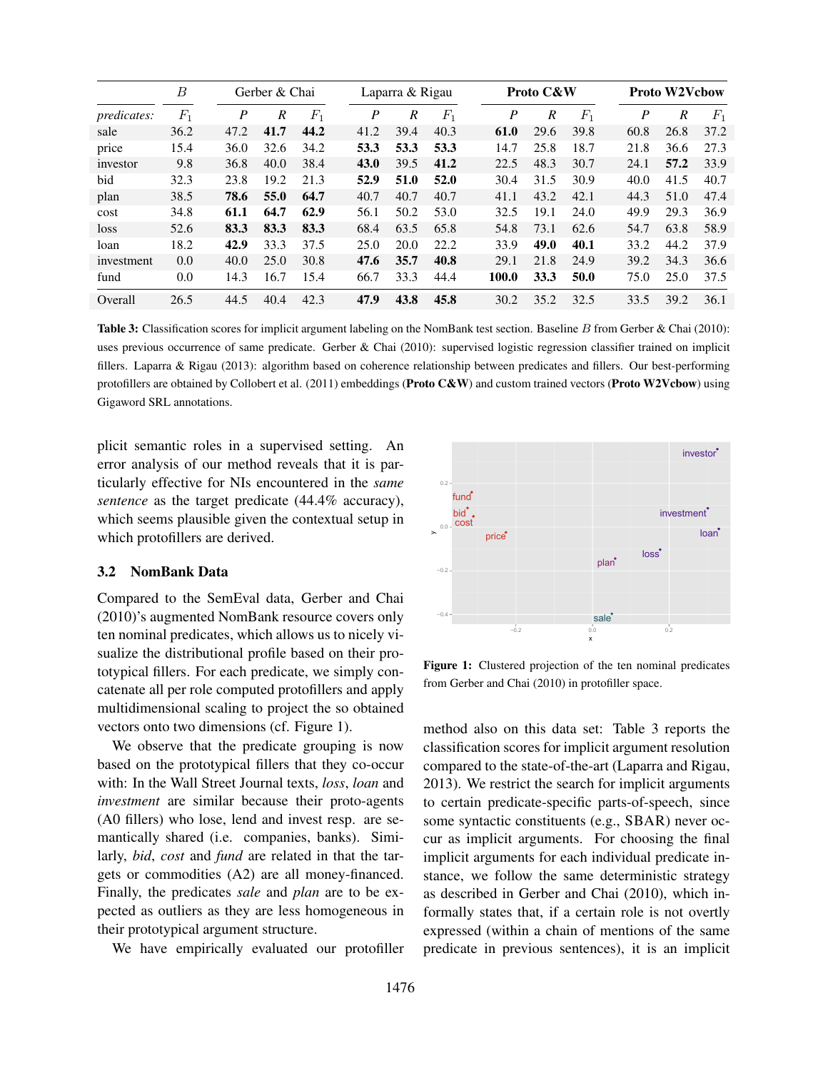| | $B$ | Gerber & Chai | | | Laparra & Rigau | | | **Proto C&W** | | | **Proto W2Vcbow** | | |
|---|---|---|---|---|---|---|---|---|---|---|---|---|---|
| *predicates:* | $F_1$ | $P$ | $R$ | $F_1$ | $P$ | $R$ | $F_1$ | $P$ | $R$ | $F_1$ | $P$ | $R$ | $F_1$ |
| sale | 36.2 | 47.2 | **41.7** | **44.2** | 41.2 | 39.4 | 40.3 | **61.0** | 29.6 | 39.8 | 60.8 | 26.8 | 37.2 |
| price | 15.4 | 36.0 | 32.6 | 34.2 | **53.3** | **53.3** | **53.3** | 14.7 | 25.8 | 18.7 | 21.8 | 36.6 | 27.3 |
| investor | 9.8 | 36.8 | 40.0 | 38.4 | **43.0** | 39.5 | **41.2** | 22.5 | 48.3 | 30.7 | 24.1 | **57.2** | 33.9 |
| bid | 32.3 | 23.8 | 19.2 | 21.3 | **52.9** | **51.0** | **52.0** | 30.4 | 31.5 | 30.9 | 40.0 | 41.5 | 40.7 |
| plan | 38.5 | **78.6** | **55.0** | **64.7** | 40.7 | 40.7 | 40.7 | 41.1 | 43.2 | 42.1 | 44.3 | 51.0 | 47.4 |
| cost | 34.8 | **61.1** | **64.7** | **62.9** | 56.1 | 50.2 | 53.0 | 32.5 | 19.1 | 24.0 | 49.9 | 29.3 | 36.9 |
| loss | 52.6 | **83.3** | **83.3** | **83.3** | 68.4 | 63.5 | 65.8 | 54.8 | 73.1 | 62.6 | 54.7 | 63.8 | 58.9 |
| loan | 18.2 | **42.9** | 33.3 | 37.5 | 25.0 | 20.0 | 22.2 | 33.9 | **49.0** | **40.1** | 33.2 | 44.2 | 37.9 |
| investment | 0.0 | 40.0 | 25.0 | 30.8 | **47.6** | **35.7** | **40.8** | 29.1 | 21.8 | 24.9 | 39.2 | 34.3 | 36.6 |
| fund | 0.0 | 14.3 | 16.7 | 15.4 | 66.7 | 33.3 | 44.4 | **100.0** | **33.3** | **50.0** | 75.0 | 25.0 | 37.5 |
| Overall | 26.5 | 44.5 | 40.4 | 42.3 | **47.9** | **43.8** | **45.8** | 30.2 | 35.2 | 32.5 | 33.5 | 39.2 | 36.1 |

**Table 3:** Classification scores for implicit argument labeling on the NomBank test section. Baseline $B$ from Gerber & Chai (2010): uses previous occurrence of same predicate. Gerber & Chai (2010): supervised logistic regression classifier trained on implicit fillers. Laparra & Rigau (2013): algorithm based on coherence relationship between predicates and fillers. Our best-performing protofillers are obtained by Collobert et al. (2011) embeddings (**Proto C&W**) and custom trained vectors (**Proto W2Vcbow**) using Gigaword SRL annotations.

plicit semantic roles in a supervised setting. An error analysis of our method reveals that it is particularly effective for NIs encountered in the *same sentence* as the target predicate (44.4% accuracy), which seems plausible given the contextual setup in which protofillers are derived.

### 3.2 NomBank Data

Compared to the SemEval data, Gerber and Chai (2010)'s augmented NomBank resource covers only ten nominal predicates, which allows us to nicely visualize the distributional profile based on their prototypical fillers. For each predicate, we simply concatenate all per role computed protofillers and apply multidimensional scaling to project the so obtained vectors onto two dimensions (cf. Figure 1).

We observe that the predicate grouping is now based on the prototypical fillers that they co-occur with: In the Wall Street Journal texts, *loss*, *loan* and *investment* are similar because their proto-agents (A0 fillers) who lose, lend and invest resp. are semantically shared (i.e. companies, banks). Similarly, *bid*, *cost* and *fund* are related in that the targets or commodities (A2) are all money-financed. Finally, the predicates *sale* and *plan* are to be expected as outliers as they are less homogeneous in their prototypical argument structure.

**Figure 1:** Clustered projection of the ten nominal predicates from Gerber and Chai (2010) in protofiller space.

We have empirically evaluated our protofiller method also on this data set: Table 3 reports the classification scores for implicit argument resolution compared to the state-of-the-art (Laparra and Rigau, 2013). We restrict the search for implicit arguments to certain predicate-specific parts-of-speech, since some syntactic constituents (e.g., SBAR) never occur as implicit arguments. For choosing the final implicit arguments for each individual predicate instance, we follow the same deterministic strategy as described in Gerber and Chai (2010), which informally states that, if a certain role is not overtly expressed (within a chain of mentions of the same predicate in previous sentences), it is an implicit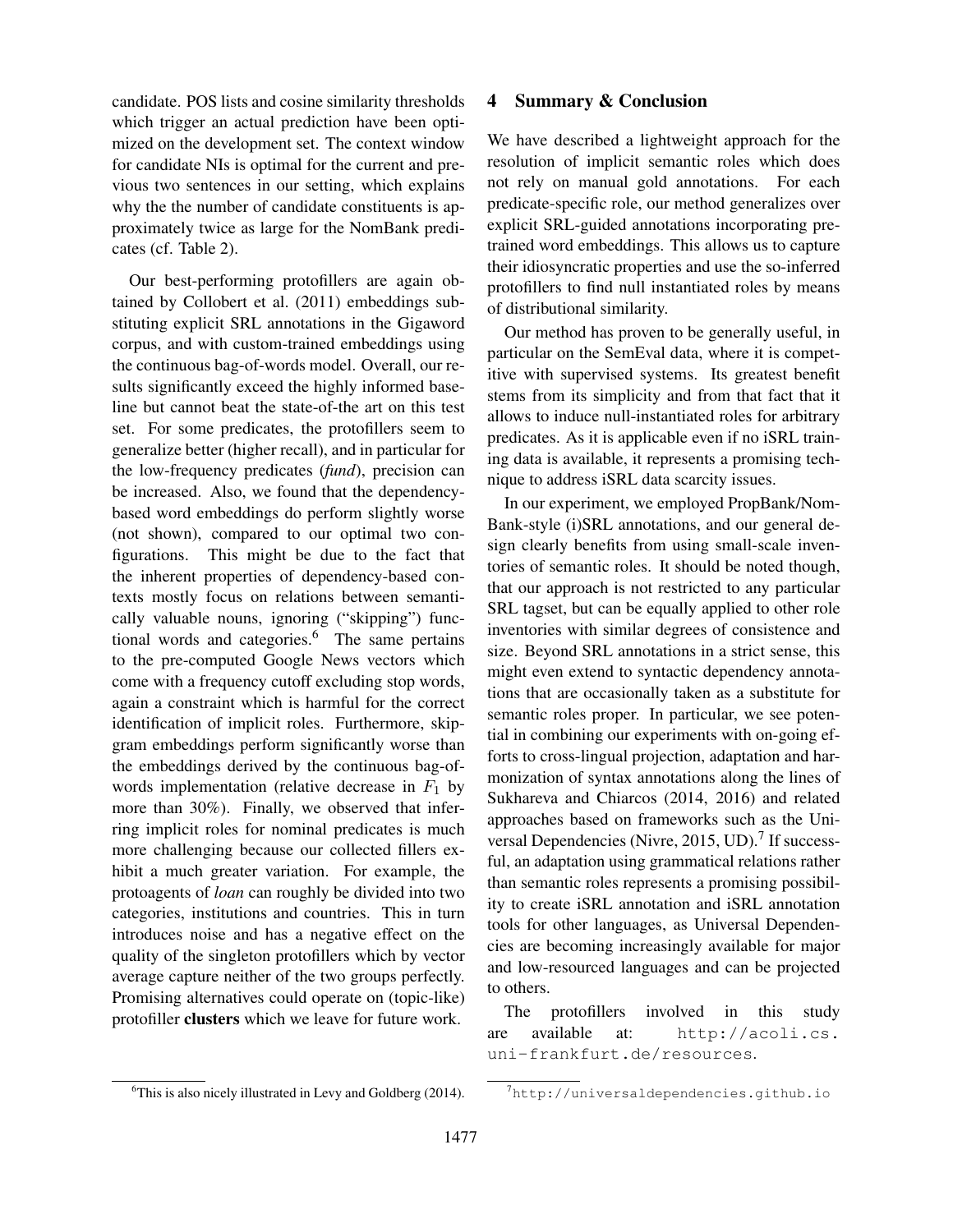candidate. POS lists and cosine similarity thresholds which trigger an actual prediction have been optimized on the development set. The context window for candidate NIs is optimal for the current and previous two sentences in our setting, which explains why the the number of candidate constituents is approximately twice as large for the NomBank predicates (cf. Table 2).

Our best-performing protofillers are again obtained by Collobert et al. (2011) embeddings substituting explicit SRL annotations in the Gigaword corpus, and with custom-trained embeddings using the continuous bag-of-words model. Overall, our results significantly exceed the highly informed baseline but cannot beat the state-of-the art on this test set. For some predicates, the protofillers seem to generalize better (higher recall), and in particular for the low-frequency predicates (*fund*), precision can be increased. Also, we found that the dependency-based word embeddings do perform slightly worse (not shown), compared to our optimal two configurations. This might be due to the fact that the inherent properties of dependency-based contexts mostly focus on relations between semantically valuable nouns, ignoring ("skipping") functional words and categories.[6] The same pertains to the pre-computed Google News vectors which come with a frequency cutoff excluding stop words, again a constraint which is harmful for the correct identification of implicit roles. Furthermore, skip-gram embeddings perform significantly worse than the embeddings derived by the continuous bag-of-words implementation (relative decrease in $F_1$ by more than 30%). Finally, we observed that inferring implicit roles for nominal predicates is much more challenging because our collected fillers exhibit a much greater variation. For example, the protoagents of *loan* can roughly be divided into two categories, institutions and countries. This in turn introduces noise and has a negative effect on the quality of the singleton protofillers which by vector average capture neither of the two groups perfectly. Promising alternatives could operate on (topic-like) protofiller **clusters** which we leave for future work.

[6]This is also nicely illustrated in Levy and Goldberg (2014).

## 4 Summary & Conclusion

We have described a lightweight approach for the resolution of implicit semantic roles which does not rely on manual gold annotations. For each predicate-specific role, our method generalizes over explicit SRL-guided annotations incorporating pretrained word embeddings. This allows us to capture their idiosyncratic properties and use the so-inferred protofillers to find null instantiated roles by means of distributional similarity.

Our method has proven to be generally useful, in particular on the SemEval data, where it is competitive with supervised systems. Its greatest benefit stems from its simplicity and from that fact that it allows to induce null-instantiated roles for arbitrary predicates. As it is applicable even if no iSRL training data is available, it represents a promising technique to address iSRL data scarcity issues.

In our experiment, we employed PropBank/NomBank-style (i)SRL annotations, and our general design clearly benefits from using small-scale inventories of semantic roles. It should be noted though, that our approach is not restricted to any particular SRL tagset, but can be equally applied to other role inventories with similar degrees of consistence and size. Beyond SRL annotations in a strict sense, this might even extend to syntactic dependency annotations that are occasionally taken as a substitute for semantic roles proper. In particular, we see potential in combining our experiments with on-going efforts to cross-lingual projection, adaptation and harmonization of syntax annotations along the lines of Sukhareva and Chiarcos (2014, 2016) and related approaches based on frameworks such as the Universal Dependencies (Nivre, 2015, UD).[7] If successful, an adaptation using grammatical relations rather than semantic roles represents a promising possibility to create iSRL annotation and iSRL annotation tools for other languages, as Universal Dependencies are becoming increasingly available for major and low-resourced languages and can be projected to others.

The protofillers involved in this study are available at: `http://acoli.cs.uni-frankfurt.de/resources`.

[7]`http://universaldependencies.github.io`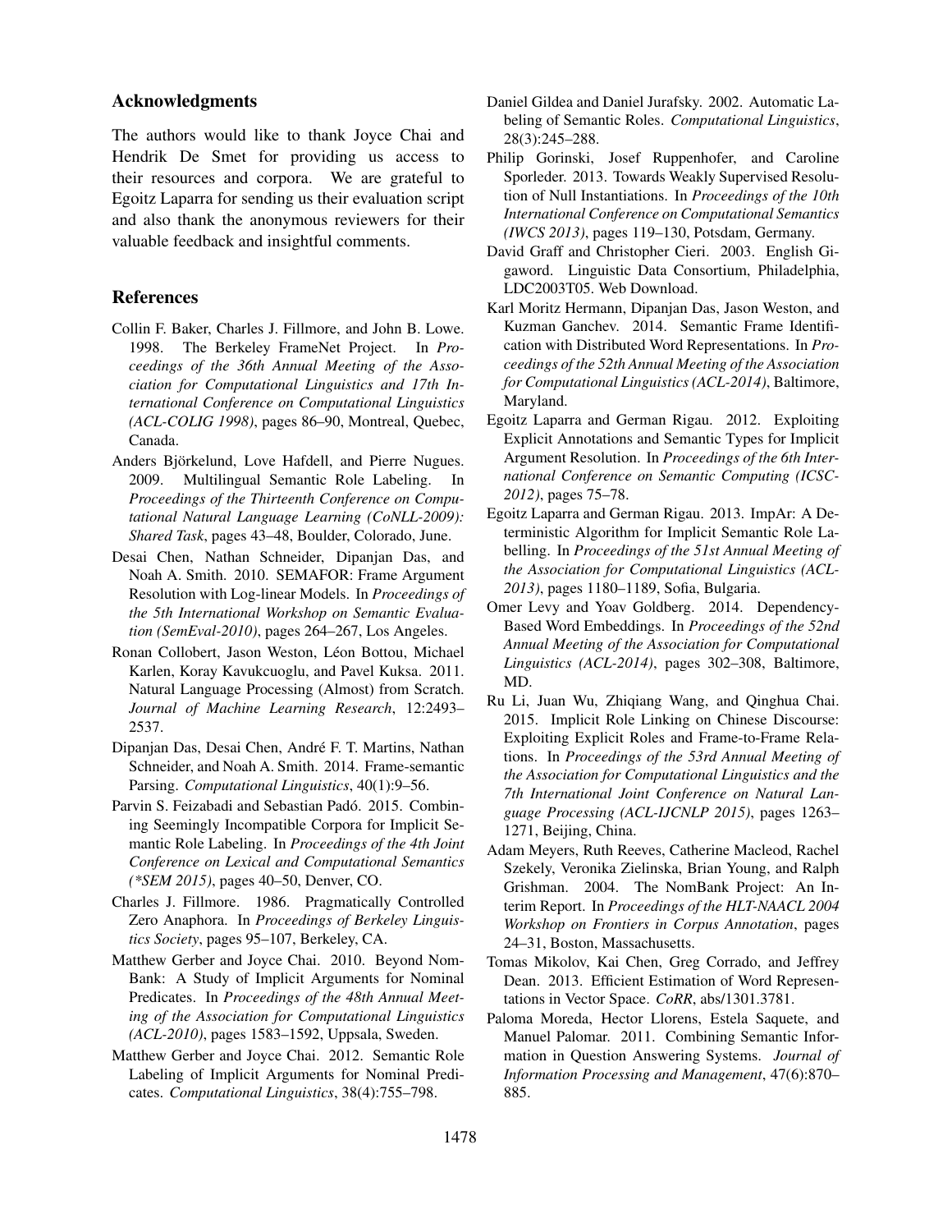## Acknowledgments

The authors would like to thank Joyce Chai and Hendrik De Smet for providing us access to their resources and corpora. We are grateful to Egoitz Laparra for sending us their evaluation script and also thank the anonymous reviewers for their valuable feedback and insightful comments.

## References

Collin F. Baker, Charles J. Fillmore, and John B. Lowe. 1998. The Berkeley FrameNet Project. In *Proceedings of the 36th Annual Meeting of the Association for Computational Linguistics and 17th International Conference on Computational Linguistics (ACL-COLIG 1998)*, pages 86–90, Montreal, Quebec, Canada.

Anders Björkelund, Love Hafdell, and Pierre Nugues. 2009. Multilingual Semantic Role Labeling. In *Proceedings of the Thirteenth Conference on Computational Natural Language Learning (CoNLL-2009): Shared Task*, pages 43–48, Boulder, Colorado, June.

Desai Chen, Nathan Schneider, Dipanjan Das, and Noah A. Smith. 2010. SEMAFOR: Frame Argument Resolution with Log-linear Models. In *Proceedings of the 5th International Workshop on Semantic Evaluation (SemEval-2010)*, pages 264–267, Los Angeles.

Ronan Collobert, Jason Weston, Léon Bottou, Michael Karlen, Koray Kavukcuoglu, and Pavel Kuksa. 2011. Natural Language Processing (Almost) from Scratch. *Journal of Machine Learning Research*, 12:2493–2537.

Dipanjan Das, Desai Chen, André F. T. Martins, Nathan Schneider, and Noah A. Smith. 2014. Frame-semantic Parsing. *Computational Linguistics*, 40(1):9–56.

Parvin S. Feizabadi and Sebastian Padó. 2015. Combining Seemingly Incompatible Corpora for Implicit Semantic Role Labeling. In *Proceedings of the 4th Joint Conference on Lexical and Computational Semantics (\*SEM 2015)*, pages 40–50, Denver, CO.

Charles J. Fillmore. 1986. Pragmatically Controlled Zero Anaphora. In *Proceedings of Berkeley Linguistics Society*, pages 95–107, Berkeley, CA.

Matthew Gerber and Joyce Chai. 2010. Beyond NomBank: A Study of Implicit Arguments for Nominal Predicates. In *Proceedings of the 48th Annual Meeting of the Association for Computational Linguistics (ACL-2010)*, pages 1583–1592, Uppsala, Sweden.

Matthew Gerber and Joyce Chai. 2012. Semantic Role Labeling of Implicit Arguments for Nominal Predicates. *Computational Linguistics*, 38(4):755–798.

Daniel Gildea and Daniel Jurafsky. 2002. Automatic Labeling of Semantic Roles. *Computational Linguistics*, 28(3):245–288.

Philip Gorinski, Josef Ruppenhofer, and Caroline Sporleder. 2013. Towards Weakly Supervised Resolution of Null Instantiations. In *Proceedings of the 10th International Conference on Computational Semantics (IWCS 2013)*, pages 119–130, Potsdam, Germany.

David Graff and Christopher Cieri. 2003. English Gigaword. Linguistic Data Consortium, Philadelphia, LDC2003T05. Web Download.

Karl Moritz Hermann, Dipanjan Das, Jason Weston, and Kuzman Ganchev. 2014. Semantic Frame Identification with Distributed Word Representations. In *Proceedings of the 52th Annual Meeting of the Association for Computational Linguistics (ACL-2014)*, Baltimore, Maryland.

Egoitz Laparra and German Rigau. 2012. Exploiting Explicit Annotations and Semantic Types for Implicit Argument Resolution. In *Proceedings of the 6th International Conference on Semantic Computing (ICSC-2012)*, pages 75–78.

Egoitz Laparra and German Rigau. 2013. ImpAr: A Deterministic Algorithm for Implicit Semantic Role Labelling. In *Proceedings of the 51st Annual Meeting of the Association for Computational Linguistics (ACL-2013)*, pages 1180–1189, Sofia, Bulgaria.

Omer Levy and Yoav Goldberg. 2014. Dependency-Based Word Embeddings. In *Proceedings of the 52nd Annual Meeting of the Association for Computational Linguistics (ACL-2014)*, pages 302–308, Baltimore, MD.

Ru Li, Juan Wu, Zhiqiang Wang, and Qinghua Chai. 2015. Implicit Role Linking on Chinese Discourse: Exploiting Explicit Roles and Frame-to-Frame Relations. In *Proceedings of the 53rd Annual Meeting of the Association for Computational Linguistics and the 7th International Joint Conference on Natural Language Processing (ACL-IJCNLP 2015)*, pages 1263–1271, Beijing, China.

Adam Meyers, Ruth Reeves, Catherine Macleod, Rachel Szekely, Veronika Zielinska, Brian Young, and Ralph Grishman. 2004. The NomBank Project: An Interim Report. In *Proceedings of the HLT-NAACL 2004 Workshop on Frontiers in Corpus Annotation*, pages 24–31, Boston, Massachusetts.

Tomas Mikolov, Kai Chen, Greg Corrado, and Jeffrey Dean. 2013. Efficient Estimation of Word Representations in Vector Space. *CoRR*, abs/1301.3781.

Paloma Moreda, Hector Llorens, Estela Saquete, and Manuel Palomar. 2011. Combining Semantic Information in Question Answering Systems. *Journal of Information Processing and Management*, 47(6):870–885.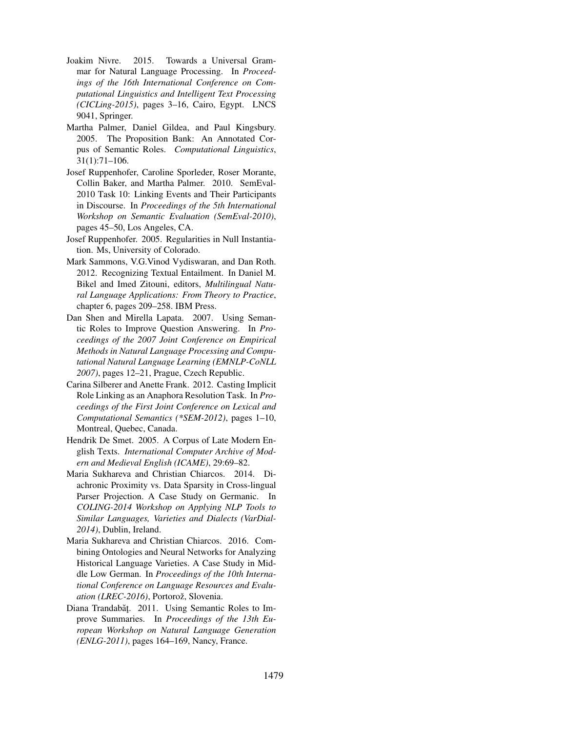Joakim Nivre. 2015. Towards a Universal Grammar for Natural Language Processing. In *Proceedings of the 16th International Conference on Computational Linguistics and Intelligent Text Processing (CICLing-2015)*, pages 3–16, Cairo, Egypt. LNCS 9041, Springer.

Martha Palmer, Daniel Gildea, and Paul Kingsbury. 2005. The Proposition Bank: An Annotated Corpus of Semantic Roles. *Computational Linguistics*, 31(1):71–106.

Josef Ruppenhofer, Caroline Sporleder, Roser Morante, Collin Baker, and Martha Palmer. 2010. SemEval-2010 Task 10: Linking Events and Their Participants in Discourse. In *Proceedings of the 5th International Workshop on Semantic Evaluation (SemEval-2010)*, pages 45–50, Los Angeles, CA.

Josef Ruppenhofer. 2005. Regularities in Null Instantiation. Ms, University of Colorado.

Mark Sammons, V.G.Vinod Vydiswaran, and Dan Roth. 2012. Recognizing Textual Entailment. In Daniel M. Bikel and Imed Zitouni, editors, *Multilingual Natural Language Applications: From Theory to Practice*, chapter 6, pages 209–258. IBM Press.

Dan Shen and Mirella Lapata. 2007. Using Semantic Roles to Improve Question Answering. In *Proceedings of the 2007 Joint Conference on Empirical Methods in Natural Language Processing and Computational Natural Language Learning (EMNLP-CoNLL 2007)*, pages 12–21, Prague, Czech Republic.

Carina Silberer and Anette Frank. 2012. Casting Implicit Role Linking as an Anaphora Resolution Task. In *Proceedings of the First Joint Conference on Lexical and Computational Semantics (*SEM-2012)*, pages 1–10, Montreal, Quebec, Canada.

Hendrik De Smet. 2005. A Corpus of Late Modern English Texts. *International Computer Archive of Modern and Medieval English (ICAME)*, 29:69–82.

Maria Sukhareva and Christian Chiarcos. 2014. Diachronic Proximity vs. Data Sparsity in Cross-lingual Parser Projection. A Case Study on Germanic. In *COLING-2014 Workshop on Applying NLP Tools to Similar Languages, Varieties and Dialects (VarDial-2014)*, Dublin, Ireland.

Maria Sukhareva and Christian Chiarcos. 2016. Combining Ontologies and Neural Networks for Analyzing Historical Language Varieties. A Case Study in Middle Low German. In *Proceedings of the 10th International Conference on Language Resources and Evaluation (LREC-2016)*, Portorož, Slovenia.

Diana Trandabăţ. 2011. Using Semantic Roles to Improve Summaries. In *Proceedings of the 13th European Workshop on Natural Language Generation (ENLG-2011)*, pages 164–169, Nancy, France.